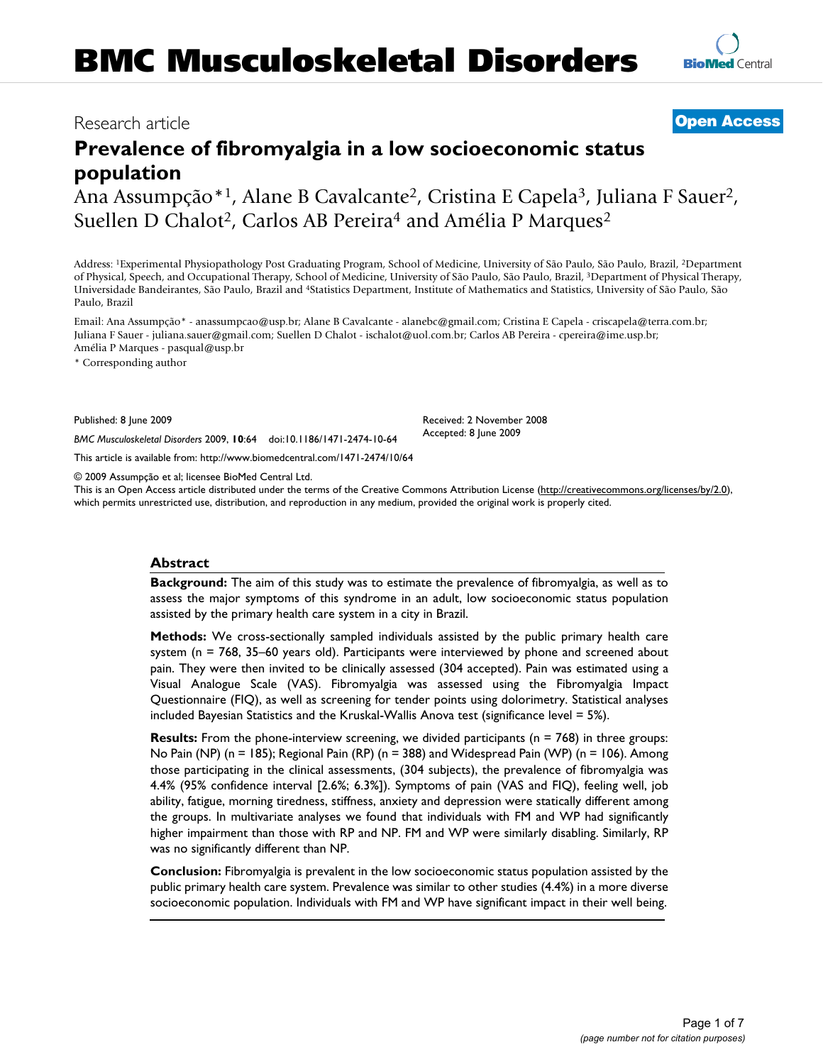# BMC Musculoskeletal Disorders

Research article

**Open Access**

# Prevalence of fibromyalgia in a low socioeconomic status population

Ana Assumpção*[1], Alane B Cavalcante[2], Cristina E Capela[3], Juliana F Sauer[2], Suellen D Chalot[2], Carlos AB Pereira[4] and Amélia P Marques[2]

Address: [1]Experimental Physiopathology Post Graduating Program, School of Medicine, University of São Paulo, São Paulo, Brazil, [2]Department of Physical, Speech, and Occupational Therapy, School of Medicine, University of São Paulo, São Paulo, Brazil, [3]Department of Physical Therapy, Universidade Bandeirantes, São Paulo, Brazil and [4]Statistics Department, Institute of Mathematics and Statistics, University of São Paulo, São Paulo, Brazil

Email: Ana Assumpção* - anassumpcao@usp.br; Alane B Cavalcante - alanebc@gmail.com; Cristina E Capela - criscapela@terra.com.br; Juliana F Sauer - juliana.sauer@gmail.com; Suellen D Chalot - ischalot@uol.com.br; Carlos AB Pereira - cpereira@ime.usp.br; Amélia P Marques - pasqual@usp.br

\* Corresponding author

Published: 8 June 2009

*BMC Musculoskeletal Disorders* 2009, **10**:64 doi:10.1186/1471-2474-10-64

Received: 2 November 2008
Accepted: 8 June 2009

This article is available from: http://www.biomedcentral.com/1471-2474/10/64

© 2009 Assumpção et al; licensee BioMed Central Ltd.
This is an Open Access article distributed under the terms of the Creative Commons Attribution License (http://creativecommons.org/licenses/by/2.0), which permits unrestricted use, distribution, and reproduction in any medium, provided the original work is properly cited.

## Abstract

**Background:** The aim of this study was to estimate the prevalence of fibromyalgia, as well as to assess the major symptoms of this syndrome in an adult, low socioeconomic status population assisted by the primary health care system in a city in Brazil.

**Methods:** We cross-sectionally sampled individuals assisted by the public primary health care system (n = 768, 35–60 years old). Participants were interviewed by phone and screened about pain. They were then invited to be clinically assessed (304 accepted). Pain was estimated using a Visual Analogue Scale (VAS). Fibromyalgia was assessed using the Fibromyalgia Impact Questionnaire (FIQ), as well as screening for tender points using dolorimetry. Statistical analyses included Bayesian Statistics and the Kruskal-Wallis Anova test (significance level = 5%).

**Results:** From the phone-interview screening, we divided participants (n = 768) in three groups: No Pain (NP) (n = 185); Regional Pain (RP) (n = 388) and Widespread Pain (WP) (n = 106). Among those participating in the clinical assessments, (304 subjects), the prevalence of fibromyalgia was 4.4% (95% confidence interval [2.6%; 6.3%]). Symptoms of pain (VAS and FIQ), feeling well, job ability, fatigue, morning tiredness, stiffness, anxiety and depression were statically different among the groups. In multivariate analyses we found that individuals with FM and WP had significantly higher impairment than those with RP and NP. FM and WP were similarly disabling. Similarly, RP was no significantly different than NP.

**Conclusion:** Fibromyalgia is prevalent in the low socioeconomic status population assisted by the public primary health care system. Prevalence was similar to other studies (4.4%) in a more diverse socioeconomic population. Individuals with FM and WP have significant impact in their well being.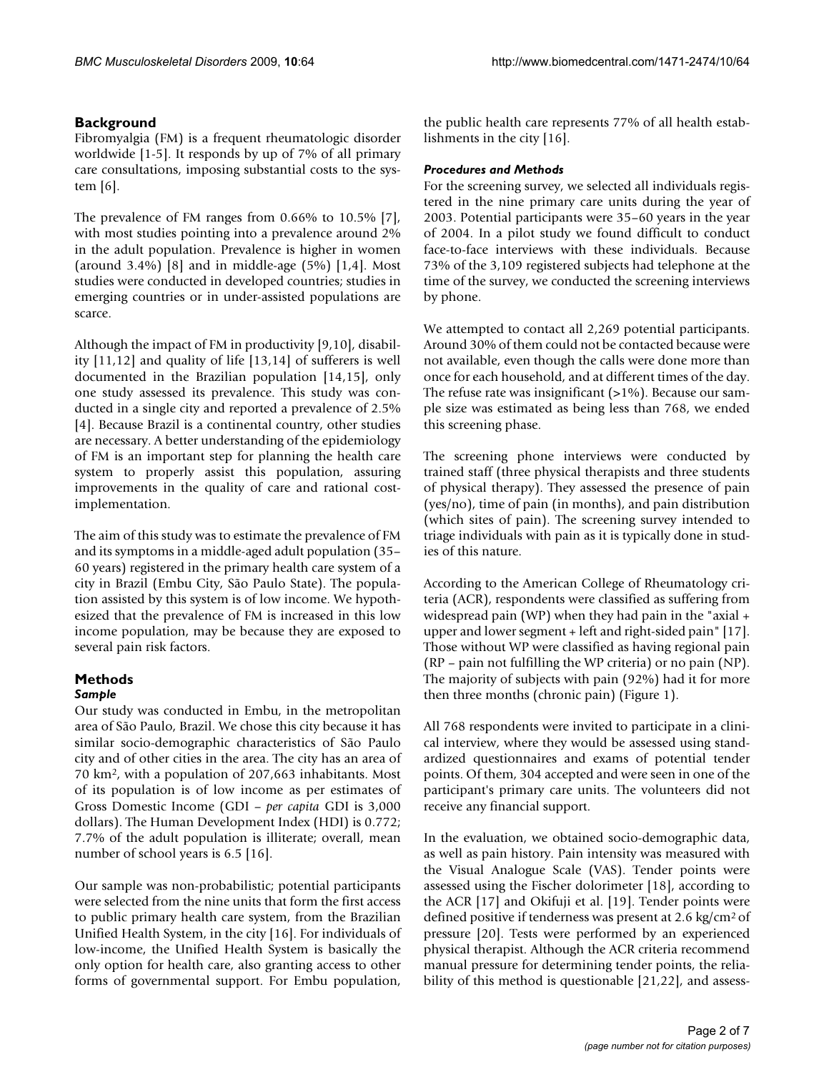## Background

Fibromyalgia (FM) is a frequent rheumatologic disorder worldwide [1-5]. It responds by up of 7% of all primary care consultations, imposing substantial costs to the system [6].

The prevalence of FM ranges from 0.66% to 10.5% [7], with most studies pointing into a prevalence around 2% in the adult population. Prevalence is higher in women (around 3.4%) [8] and in middle-age (5%) [1,4]. Most studies were conducted in developed countries; studies in emerging countries or in under-assisted populations are scarce.

Although the impact of FM in productivity [9,10], disability [11,12] and quality of life [13,14] of sufferers is well documented in the Brazilian population [14,15], only one study assessed its prevalence. This study was conducted in a single city and reported a prevalence of 2.5% [4]. Because Brazil is a continental country, other studies are necessary. A better understanding of the epidemiology of FM is an important step for planning the health care system to properly assist this population, assuring improvements in the quality of care and rational cost-implementation.

The aim of this study was to estimate the prevalence of FM and its symptoms in a middle-aged adult population (35–60 years) registered in the primary health care system of a city in Brazil (Embu City, São Paulo State). The population assisted by this system is of low income. We hypothesized that the prevalence of FM is increased in this low income population, may be because they are exposed to several pain risk factors.

## Methods

### Sample

Our study was conducted in Embu, in the metropolitan area of São Paulo, Brazil. We chose this city because it has similar socio-demographic characteristics of São Paulo city and of other cities in the area. The city has an area of 70 km², with a population of 207,663 inhabitants. Most of its population is of low income as per estimates of Gross Domestic Income (GDI – *per capita* GDI is 3,000 dollars). The Human Development Index (HDI) is 0.772; 7.7% of the adult population is illiterate; overall, mean number of school years is 6.5 [16].

Our sample was non-probabilistic; potential participants were selected from the nine units that form the first access to public primary health care system, from the Brazilian Unified Health System, in the city [16]. For individuals of low-income, the Unified Health System is basically the only option for health care, also granting access to other forms of governmental support. For Embu population, the public health care represents 77% of all health establishments in the city [16].

### Procedures and Methods

For the screening survey, we selected all individuals registered in the nine primary care units during the year of 2003. Potential participants were 35–60 years in the year of 2004. In a pilot study we found difficult to conduct face-to-face interviews with these individuals. Because 73% of the 3,109 registered subjects had telephone at the time of the survey, we conducted the screening interviews by phone.

We attempted to contact all 2,269 potential participants. Around 30% of them could not be contacted because were not available, even though the calls were done more than once for each household, and at different times of the day. The refuse rate was insignificant (>1%). Because our sample size was estimated as being less than 768, we ended this screening phase.

The screening phone interviews were conducted by trained staff (three physical therapists and three students of physical therapy). They assessed the presence of pain (yes/no), time of pain (in months), and pain distribution (which sites of pain). The screening survey intended to triage individuals with pain as it is typically done in studies of this nature.

According to the American College of Rheumatology criteria (ACR), respondents were classified as suffering from widespread pain (WP) when they had pain in the "axial + upper and lower segment + left and right-sided pain" [17]. Those without WP were classified as having regional pain (RP – pain not fulfilling the WP criteria) or no pain (NP). The majority of subjects with pain (92%) had it for more then three months (chronic pain) (Figure 1).

All 768 respondents were invited to participate in a clinical interview, where they would be assessed using standardized questionnaires and exams of potential tender points. Of them, 304 accepted and were seen in one of the participant's primary care units. The volunteers did not receive any financial support.

In the evaluation, we obtained socio-demographic data, as well as pain history. Pain intensity was measured with the Visual Analogue Scale (VAS). Tender points were assessed using the Fischer dolorimeter [18], according to the ACR [17] and Okifuji et al. [19]. Tender points were defined positive if tenderness was present at 2.6 kg/cm² of pressure [20]. Tests were performed by an experienced physical therapist. Although the ACR criteria recommend manual pressure for determining tender points, the reliability of this method is questionable [21,22], and assess-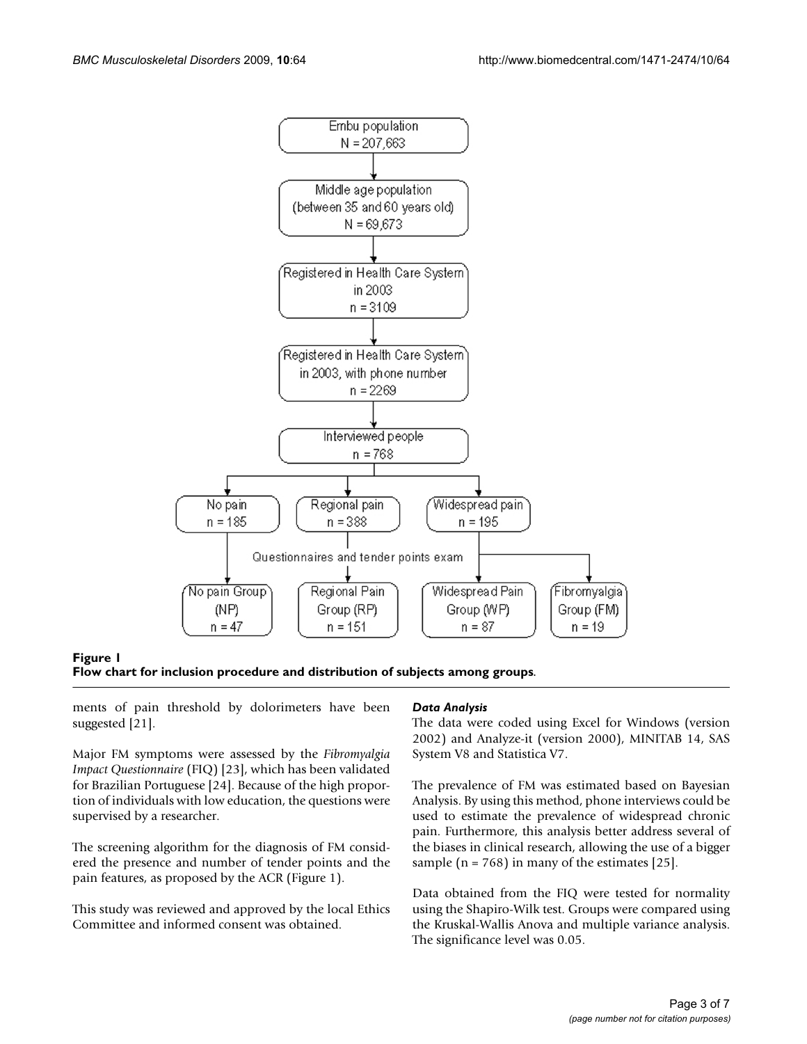Embu population
N = 207,663

Middle age population
(between 35 and 60 years old)
N = 69,673

Registered in Health Care System
in 2003
n = 3109

Registered in Health Care System
in 2003, with phone number
n = 2269

Interviewed people
n = 768

No pain
n = 185

Regional pain
n = 388

Widespread pain
n = 195

Questionnaires and tender points exam

No pain Group
(NP)
n = 47

Regional Pain
Group (RP)
n = 151

Widespread Pain
Group (WP)
n = 87

Fibromyalgia
Group (FM)
n = 19

**Figure 1**
**Flow chart for inclusion procedure and distribution of subjects among groups**.

ments of pain threshold by dolorimeters have been suggested [21].

Major FM symptoms were assessed by the *Fibromyalgia Impact Questionnaire* (FIQ) [23], which has been validated for Brazilian Portuguese [24]. Because of the high proportion of individuals with low education, the questions were supervised by a researcher.

The screening algorithm for the diagnosis of FM considered the presence and number of tender points and the pain features, as proposed by the ACR (Figure 1).

This study was reviewed and approved by the local Ethics Committee and informed consent was obtained.

### *Data Analysis*

The data were coded using Excel for Windows (version 2002) and Analyze-it (version 2000), MINITAB 14, SAS System V8 and Statistica V7.

The prevalence of FM was estimated based on Bayesian Analysis. By using this method, phone interviews could be used to estimate the prevalence of widespread chronic pain. Furthermore, this analysis better address several of the biases in clinical research, allowing the use of a bigger sample (n = 768) in many of the estimates [25].

Data obtained from the FIQ were tested for normality using the Shapiro-Wilk test. Groups were compared using the Kruskal-Wallis Anova and multiple variance analysis. The significance level was 0.05.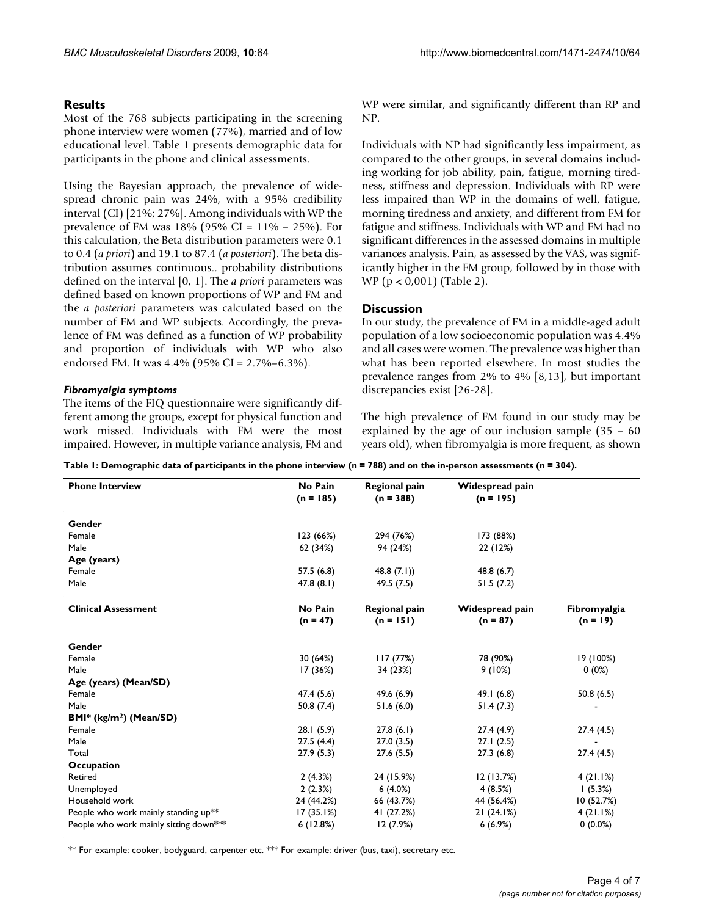## Results

Most of the 768 subjects participating in the screening phone interview were women (77%), married and of low educational level. Table 1 presents demographic data for participants in the phone and clinical assessments.

Using the Bayesian approach, the prevalence of widespread chronic pain was 24%, with a 95% credibility interval (CI) [21%; 27%]. Among individuals with WP the prevalence of FM was 18% (95% CI = 11% – 25%). For this calculation, the Beta distribution parameters were 0.1 to 0.4 (*a priori*) and 19.1 to 87.4 (*a posteriori*). The beta distribution assumes continuous.. probability distributions defined on the interval [0, 1]. The *a priori* parameters was defined based on known proportions of WP and FM and the *a posteriori* parameters was calculated based on the number of FM and WP subjects. Accordingly, the prevalence of FM was defined as a function of WP probability and proportion of individuals with WP who also endorsed FM. It was 4.4% (95% CI = 2.7%–6.3%).

### *Fibromyalgia symptoms*

The items of the FIQ questionnaire were significantly different among the groups, except for physical function and work missed. Individuals with FM were the most impaired. However, in multiple variance analysis, FM and WP were similar, and significantly different than RP and NP.

Individuals with NP had significantly less impairment, as compared to the other groups, in several domains including working for job ability, pain, fatigue, morning tiredness, stiffness and depression. Individuals with RP were less impaired than WP in the domains of well, fatigue, morning tiredness and anxiety, and different from FM for fatigue and stiffness. Individuals with WP and FM had no significant differences in the assessed domains in multiple variances analysis. Pain, as assessed by the VAS, was significantly higher in the FM group, followed by in those with WP ($p < 0{,}001$) (Table 2).

## Discussion

In our study, the prevalence of FM in a middle-aged adult population of a low socioeconomic population was 4.4% and all cases were women. The prevalence was higher than what has been reported elsewhere. In most studies the prevalence ranges from 2% to 4% [8,13], but important discrepancies exist [26-28].

The high prevalence of FM found in our study may be explained by the age of our inclusion sample (35 – 60 years old), when fibromyalgia is more frequent, as shown

**Table 1: Demographic data of participants in the phone interview (n = 788) and on the in-person assessments (n = 304).**

| **Phone Interview** | **No Pain (n = 185)** | **Regional pain (n = 388)** | **Widespread pain (n = 195)** | |
|---|---|---|---|---|
| **Gender** | | | | |
| Female | 123 (66%) | 294 (76%) | 173 (88%) | |
| Male | 62 (34%) | 94 (24%) | 22 (12%) | |
| **Age (years)** | | | | |
| Female | 57.5 (6.8) | 48.8 (7.1)) | 48.8 (6.7) | |
| Male | 47.8 (8.1) | 49.5 (7.5) | 51.5 (7.2) | |
| **Clinical Assessment** | **No Pain (n = 47)** | **Regional pain (n = 151)** | **Widespread pain (n = 87)** | **Fibromyalgia (n = 19)** |
| **Gender** | | | | |
| Female | 30 (64%) | 117 (77%) | 78 (90%) | 19 (100%) |
| Male | 17 (36%) | 34 (23%) | 9 (10%) | 0 (0%) |
| **Age (years) (Mean/SD)** | | | | |
| Female | 47.4 (5.6) | 49.6 (6.9) | 49.1 (6.8) | 50.8 (6.5) |
| Male | 50.8 (7.4) | 51.6 (6.0) | 51.4 (7.3) | - |
| **BMI* ($kg/m^2$) (Mean/SD)** | | | | |
| Female | 28.1 (5.9) | 27.8 (6.1) | 27.4 (4.9) | 27.4 (4.5) |
| Male | 27.5 (4.4) | 27.0 (3.5) | 27.1 (2.5) | - |
| Total | 27.9 (5.3) | 27.6 (5.5) | 27.3 (6.8) | 27.4 (4.5) |
| **Occupation** | | | | |
| Retired | 2 (4.3%) | 24 (15.9%) | 12 (13.7%) | 4 (21.1%) |
| Unemployed | 2 (2.3%) | 6 (4.0%) | 4 (8.5%) | 1 (5.3%) |
| Household work | 24 (44.2%) | 66 (43.7%) | 44 (56.4%) | 10 (52.7%) |
| People who work mainly standing up** | 17 (35.1%) | 41 (27.2%) | 21 (24.1%) | 4 (21.1%) |
| People who work mainly sitting down*** | 6 (12.8%) | 12 (7.9%) | 6 (6.9%) | 0 (0.0%) |

** For example: cooker, bodyguard, carpenter etc. *** For example: driver (bus, taxi), secretary etc.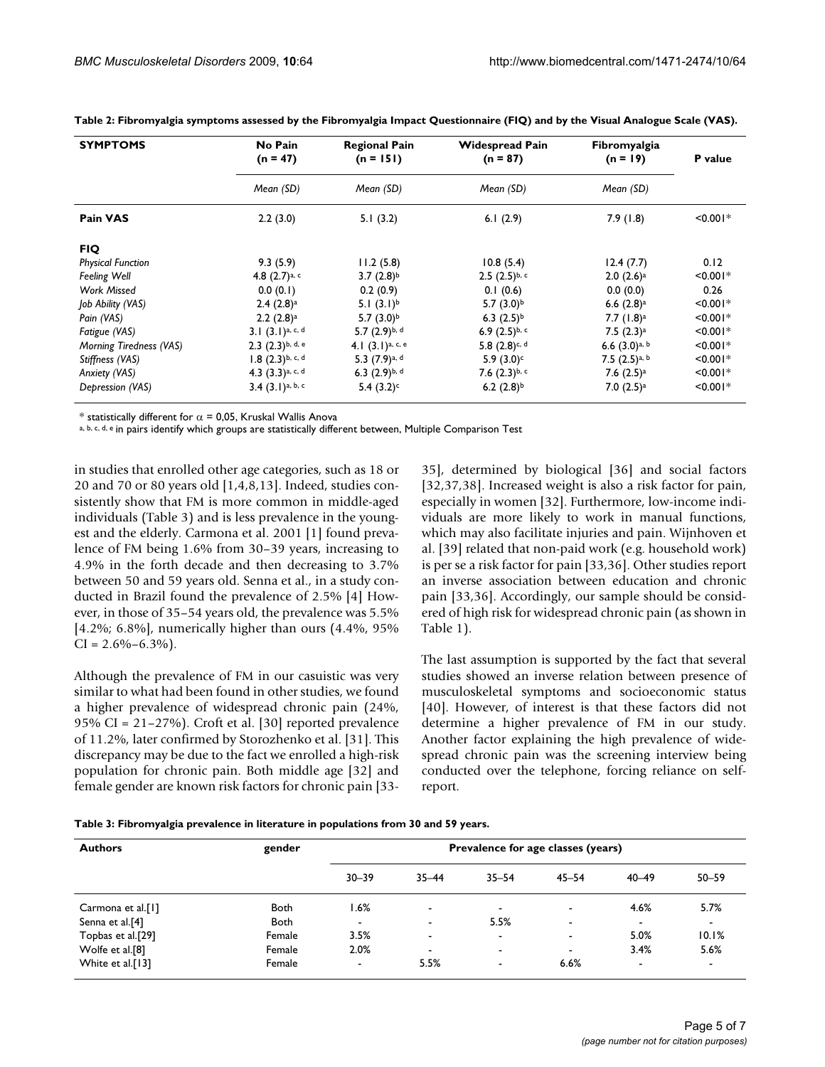**Table 2: Fibromyalgia symptoms assessed by the Fibromyalgia Impact Questionnaire (FIQ) and by the Visual Analogue Scale (VAS).**

| SYMPTOMS | No Pain (n = 47) | Regional Pain (n = 151) | Widespread Pain (n = 87) | Fibromyalgia (n = 19) | P value |
|---|---|---|---|---|---|
| | *Mean (SD)* | *Mean (SD)* | *Mean (SD)* | *Mean (SD)* | |
| **Pain VAS** | 2.2 (3.0) | 5.1 (3.2) | 6.1 (2.9) | 7.9 (1.8) | <0.001* |
| **FIQ** | | | | | |
| *Physical Function* | 9.3 (5.9) | 11.2 (5.8) | 10.8 (5.4) | 12.4 (7.7) | 0.12 |
| *Feeling Well* | 4.8 (2.7)[a, c] | 3.7 (2.8)[b] | 2.5 (2.5)[b, c] | 2.0 (2.6)[a] | <0.001* |
| *Work Missed* | 0.0 (0.1) | 0.2 (0.9) | 0.1 (0.6) | 0.0 (0.0) | 0.26 |
| *Job Ability (VAS)* | 2.4 (2.8)[a] | 5.1 (3.1)[b] | 5.7 (3.0)[b] | 6.6 (2.8)[a] | <0.001* |
| *Pain (VAS)* | 2.2 (2.8)[a] | 5.7 (3.0)[b] | 6.3 (2.5)[b] | 7.7 (1.8)[a] | <0.001* |
| *Fatigue (VAS)* | 3.1 (3.1)[a, c, d] | 5.7 (2.9)[b, d] | 6.9 (2.5)[b, c] | 7.5 (2.3)[a] | <0.001* |
| *Morning Tiredness (VAS)* | 2.3 (2.3)[b, d, e] | 4.1 (3.1)[a, c, e] | 5.8 (2.8)[c, d] | 6.6 (3.0)[a, b] | <0.001* |
| *Stiffness (VAS)* | 1.8 (2.3)[b, c, d] | 5.3 (7.9)[a, d] | 5.9 (3.0)[c] | 7.5 (2.5)[a, b] | <0.001* |
| *Anxiety (VAS)* | 4.3 (3.3)[a, c, d] | 6.3 (2.9)[b, d] | 7.6 (2.3)[b, c] | 7.6 (2.5)[a] | <0.001* |
| *Depression (VAS)* | 3.4 (3.1)[a, b, c] | 5.4 (3.2)[c] | 6.2 (2.8)[b] | 7.0 (2.5)[a] | <0.001* |

* statistically different for $\alpha$ = 0,05, Kruskal Wallis Anova
[a, b, c, d, e] in pairs identify which groups are statistically different between, Multiple Comparison Test

in studies that enrolled other age categories, such as 18 or 20 and 70 or 80 years old [1,4,8,13]. Indeed, studies consistently show that FM is more common in middle-aged individuals (Table 3) and is less prevalence in the youngest and the elderly. Carmona et al. 2001 [1] found prevalence of FM being 1.6% from 30–39 years, increasing to 4.9% in the forth decade and then decreasing to 3.7% between 50 and 59 years old. Senna et al., in a study conducted in Brazil found the prevalence of 2.5% [4] However, in those of 35–54 years old, the prevalence was 5.5% [4.2%; 6.8%], numerically higher than ours (4.4%, 95% CI = 2.6%–6.3%).

Although the prevalence of FM in our casuistic was very similar to what had been found in other studies, we found a higher prevalence of widespread chronic pain (24%, 95% CI = 21–27%). Croft et al. [30] reported prevalence of 11.2%, later confirmed by Storozhenko et al. [31]. This discrepancy may be due to the fact we enrolled a high-risk population for chronic pain. Both middle age [32] and female gender are known risk factors for chronic pain [33-35], determined by biological [36] and social factors [32,37,38]. Increased weight is also a risk factor for pain, especially in women [32]. Furthermore, low-income individuals are more likely to work in manual functions, which may also facilitate injuries and pain. Wijnhoven et al. [39] related that non-paid work (e.g. household work) is per se a risk factor for pain [33,36]. Other studies report an inverse association between education and chronic pain [33,36]. Accordingly, our sample should be considered of high risk for widespread chronic pain (as shown in Table 1).

The last assumption is supported by the fact that several studies showed an inverse relation between presence of musculoskeletal symptoms and socioeconomic status [40]. However, of interest is that these factors did not determine a higher prevalence of FM in our study. Another factor explaining the high prevalence of widespread chronic pain was the screening interview being conducted over the telephone, forcing reliance on self-report.

**Table 3: Fibromyalgia prevalence in literature in populations from 30 and 59 years.**

| Authors | gender | Prevalence for age classes (years) | | | | | |
|---|---|---|---|---|---|---|---|
| | | 30–39 | 35–44 | 35–54 | 45–54 | 40–49 | 50–59 |
| Carmona et al.[1] | Both | 1.6% | - | - | - | 4.6% | 5.7% |
| Senna et al.[4] | Both | - | - | 5.5% | - | - | - |
| Topbas et al.[29] | Female | 3.5% | - | - | - | 5.0% | 10.1% |
| Wolfe et al.[8] | Female | 2.0% | - | - | - | 3.4% | 5.6% |
| White et al.[13] | Female | - | 5.5% | - | 6.6% | - | - |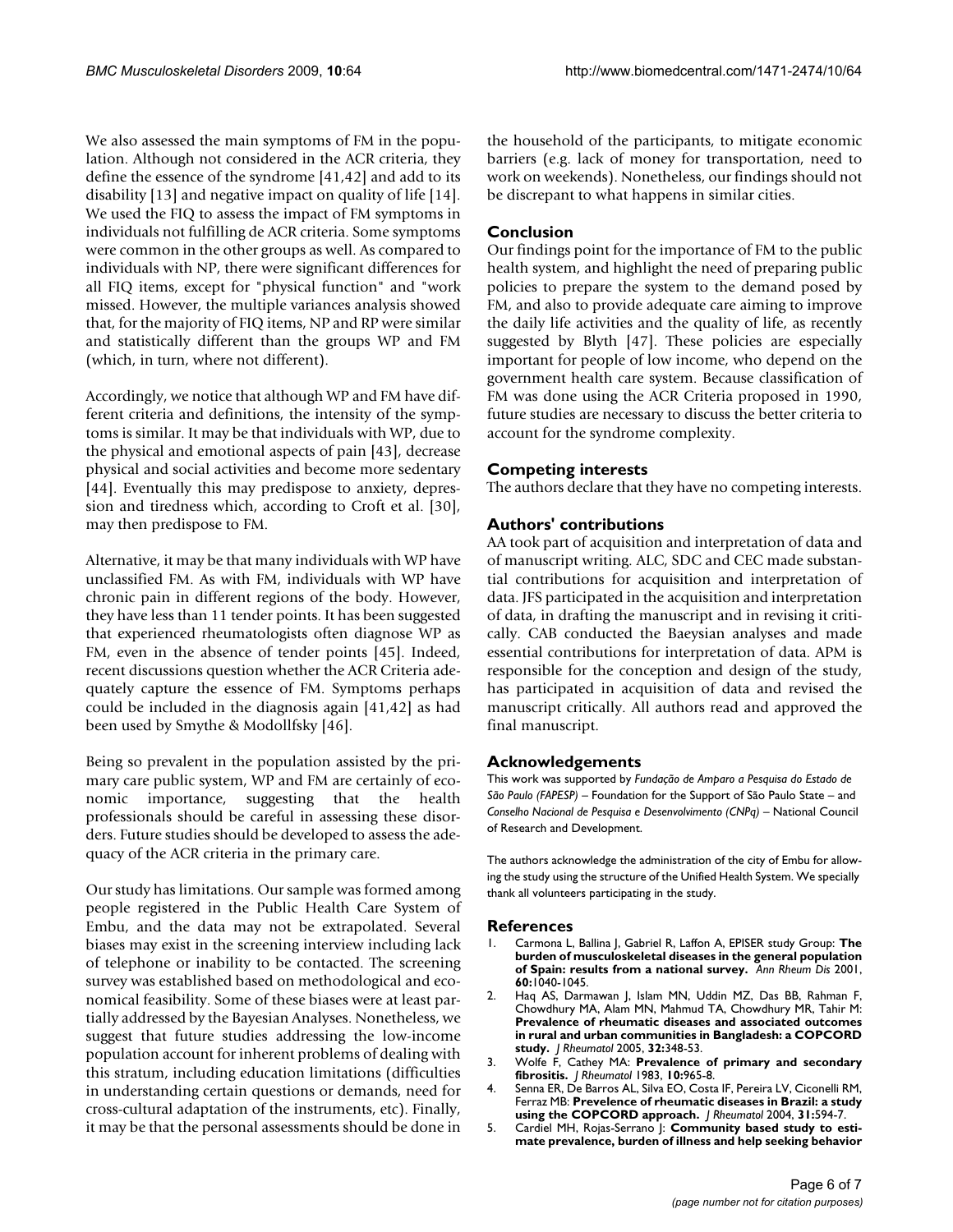We also assessed the main symptoms of FM in the population. Although not considered in the ACR criteria, they define the essence of the syndrome [41,42] and add to its disability [13] and negative impact on quality of life [14]. We used the FIQ to assess the impact of FM symptoms in individuals not fulfilling de ACR criteria. Some symptoms were common in the other groups as well. As compared to individuals with NP, there were significant differences for all FIQ items, except for "physical function" and "work missed. However, the multiple variances analysis showed that, for the majority of FIQ items, NP and RP were similar and statistically different than the groups WP and FM (which, in turn, where not different).

Accordingly, we notice that although WP and FM have different criteria and definitions, the intensity of the symptoms is similar. It may be that individuals with WP, due to the physical and emotional aspects of pain [43], decrease physical and social activities and become more sedentary [44]. Eventually this may predispose to anxiety, depression and tiredness which, according to Croft et al. [30], may then predispose to FM.

Alternative, it may be that many individuals with WP have unclassified FM. As with FM, individuals with WP have chronic pain in different regions of the body. However, they have less than 11 tender points. It has been suggested that experienced rheumatologists often diagnose WP as FM, even in the absence of tender points [45]. Indeed, recent discussions question whether the ACR Criteria adequately capture the essence of FM. Symptoms perhaps could be included in the diagnosis again [41,42] as had been used by Smythe & Modollfsky [46].

Being so prevalent in the population assisted by the primary care public system, WP and FM are certainly of economic importance, suggesting that the health professionals should be careful in assessing these disorders. Future studies should be developed to assess the adequacy of the ACR criteria in the primary care.

Our study has limitations. Our sample was formed among people registered in the Public Health Care System of Embu, and the data may not be extrapolated. Several biases may exist in the screening interview including lack of telephone or inability to be contacted. The screening survey was established based on methodological and economical feasibility. Some of these biases were at least partially addressed by the Bayesian Analyses. Nonetheless, we suggest that future studies addressing the low-income population account for inherent problems of dealing with this stratum, including education limitations (difficulties in understanding certain questions or demands, need for cross-cultural adaptation of the instruments, etc). Finally, it may be that the personal assessments should be done in the household of the participants, to mitigate economic barriers (e.g. lack of money for transportation, need to work on weekends). Nonetheless, our findings should not be discrepant to what happens in similar cities.

## Conclusion

Our findings point for the importance of FM to the public health system, and highlight the need of preparing public policies to prepare the system to the demand posed by FM, and also to provide adequate care aiming to improve the daily life activities and the quality of life, as recently suggested by Blyth [47]. These policies are especially important for people of low income, who depend on the government health care system. Because classification of FM was done using the ACR Criteria proposed in 1990, future studies are necessary to discuss the better criteria to account for the syndrome complexity.

## Competing interests

The authors declare that they have no competing interests.

## Authors' contributions

AA took part of acquisition and interpretation of data and of manuscript writing. ALC, SDC and CEC made substantial contributions for acquisition and interpretation of data. JFS participated in the acquisition and interpretation of data, in drafting the manuscript and in revising it critically. CAB conducted the Baeysian analyses and made essential contributions for interpretation of data. APM is responsible for the conception and design of the study, has participated in acquisition of data and revised the manuscript critically. All authors read and approved the final manuscript.

## Acknowledgements

This work was supported by *Fundação de Amparo a Pesquisa do Estado de São Paulo (FAPESP)* – Foundation for the Support of São Paulo State – and *Conselho Nacional de Pesquisa e Desenvolvimento (CNPq)* – National Council of Research and Development.

The authors acknowledge the administration of the city of Embu for allowing the study using the structure of the Unified Health System. We specially thank all volunteers participating in the study.

## References

1. Carmona L, Ballina J, Gabriel R, Laffon A, EPISER study Group: **The burden of musculoskeletal diseases in the general population of Spain: results from a national survey.** *Ann Rheum Dis* 2001, **60:**1040-1045.
2. Haq AS, Darmawan J, Islam MN, Uddin MZ, Das BB, Rahman F, Chowdhury MA, Alam MN, Mahmud TA, Chowdhury MR, Tahir M: **Prevalence of rheumatic diseases and associated outcomes in rural and urban communities in Bangladesh: a COPCORD study.** *J Rheumatol* 2005, **32:**348-53.
3. Wolfe F, Cathey MA: **Prevalence of primary and secondary fibrositis.** *J Rheumatol* 1983, **10:**965-8.
4. Senna ER, De Barros AL, Silva EO, Costa IF, Pereira LV, Ciconelli RM, Ferraz MB: **Prevelence of rheumatic diseases in Brazil: a study using the COPCORD approach.** *J Rheumatol* 2004, **31:**594-7.
5. Cardiel MH, Rojas-Serrano J: **Community based study to estimate prevalence, burden of illness and help seeking behavior**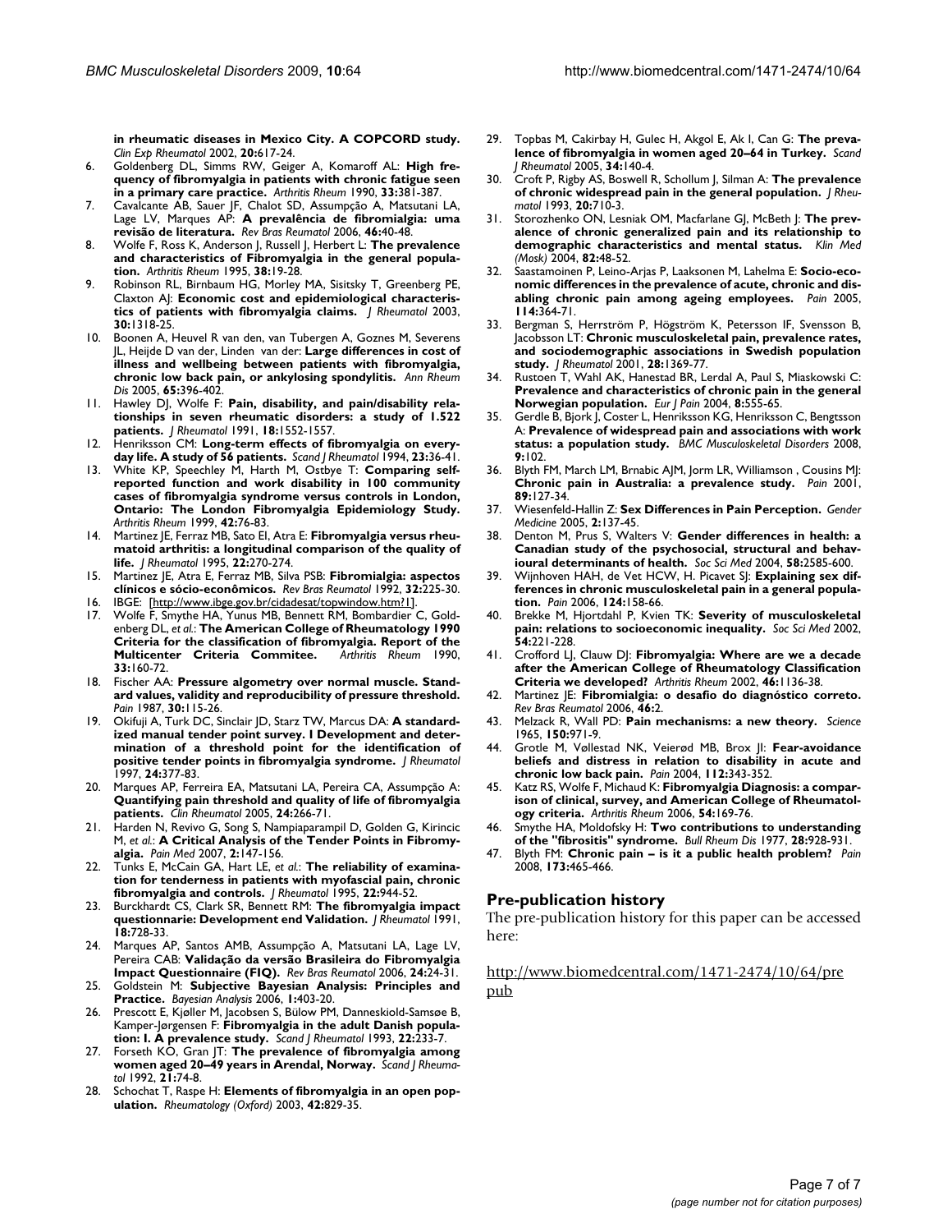in rheumatic diseases in Mexico City. A COPCORD study. *Clin Exp Rheumatol* 2002, **20**:617-24.

6. Goldenberg DL, Simms RW, Geiger A, Komaroff AL: **High frequency of fibromyalgia in patients with chronic fatigue seen in a primary care practice.** *Arthritis Rheum* 1990, **33**:381-387.
7. Cavalcante AB, Sauer JF, Chalot SD, Assumpção A, Matsutani LA, Lage LV, Marques AP: **A prevalência de fibromialgia: uma revisão de literatura.** *Rev Bras Reumatol* 2006, **46**:40-48.
8. Wolfe F, Ross K, Anderson J, Russell J, Herbert L: **The prevalence and characteristics of Fibromyalgia in the general population.** *Arthritis Rheum* 1995, **38**:19-28.
9. Robinson RL, Birnbaum HG, Morley MA, Sisitsky T, Greenberg PE, Claxton AJ: **Economic cost and epidemiological characteristics of patients with fibromyalgia claims.** *J Rheumatol* 2003, **30**:1318-25.
10. Boonen A, Heuvel R van den, van Tubergen A, Goznes M, Severens JL, Heijde D van der, Linden van der: **Large differences in cost of illness and wellbeing between patients with fibromyalgia, chronic low back pain, or ankylosing spondylitis.** *Ann Rheum Dis* 2005, **65**:396-402.
11. Hawley DJ, Wolfe F: **Pain, disability, and pain/disability relationships in seven rheumatic disorders: a study of 1.522 patients.** *J Rheumatol* 1991, **18**:1552-1557.
12. Henriksson CM: **Long-term effects of fibromyalgia on everyday life. A study of 56 patients.** *Scand J Rheumatol* 1994, **23**:36-41.
13. White KP, Speechley M, Harth M, Ostbye T: **Comparing self-reported function and work disability in 100 community cases of fibromyalgia syndrome versus controls in London, Ontario: The London Fibromyalgia Epidemiology Study.** *Arthritis Rheum* 1999, **42**:76-83.
14. Martinez JE, Ferraz MB, Sato EI, Atra E: **Fibromyalgia versus rheumatoid arthritis: a longitudinal comparison of the quality of life.** *J Rheumatol* 1995, **22**:270-274.
15. Martinez JE, Atra E, Ferraz MB, Silva PSB: **Fibromialgia: aspectos clínicos e sócio-econômicos.** *Rev Bras Reumatol* 1992, **32**:225-30.
16. IBGE: [http://www.ibge.gov.br/cidadesat/topwindow.htm?1].
17. Wolfe F, Smythe HA, Yunus MB, Bennett RM, Bombardier C, Goldenberg DL, *et al.*: **The American College of Rheumatology 1990 Criteria for the classification of fibromyalgia. Report of the Multicenter Criteria Commitee.** *Arthritis Rheum* 1990, **33**:160-72.
18. Fischer AA: **Pressure algometry over normal muscle. Standard values, validity and reproducibility of pressure threshold.** *Pain* 1987, **30**:115-26.
19. Okifuji A, Turk DC, Sinclair JD, Starz TW, Marcus DA: **A standardized manual tender point survey. I Development and determination of a threshold point for the identification of positive tender points in fibromyalgia syndrome.** *J Rheumatol* 1997, **24**:377-83.
20. Marques AP, Ferreira EA, Matsutani LA, Pereira CA, Assumpção A: **Quantifying pain threshold and quality of life of fibromyalgia patients.** *Clin Rheumatol* 2005, **24**:266-71.
21. Harden N, Revivo G, Song S, Nampiaparampil D, Golden G, Kirincic M, *et al.*: **A Critical Analysis of the Tender Points in Fibromyalgia.** *Pain Med* 2007, **2**:147-156.
22. Tunks E, McCain GA, Hart LE, *et al.*: **The reliability of examination for tenderness in patients with myofascial pain, chronic fibromyalgia and controls.** *J Rheumatol* 1995, **22**:944-52.
23. Burckhardt CS, Clark SR, Bennett RM: **The fibromyalgia impact questionnarie: Development end Validation.** *J Rheumatol* 1991, **18**:728-33.
24. Marques AP, Santos AMB, Assumpção A, Matsutani LA, Lage LV, Pereira CAB: **Validação da versão Brasileira do Fibromyalgia Impact Questionnaire (FIQ).** *Rev Bras Reumatol* 2006, **24**:24-31.
25. Goldstein M: **Subjective Bayesian Analysis: Principles and Practice.** *Bayesian Analysis* 2006, **1**:403-20.
26. Prescott E, Kjøller M, Jacobsen S, Bülow PM, Danneskiold-Samsøe B, Kamper-Jørgensen F: **Fibromyalgia in the adult Danish population: I. A prevalence study.** *Scand J Rheumatol* 1993, **22**:233-7.
27. Forseth KO, Gran JT: **The prevalence of fibromyalgia among women aged 20–49 years in Arendal, Norway.** *Scand J Rheumatol* 1992, **21**:74-8.
28. Schochat T, Raspe H: **Elements of fibromyalgia in an open population.** *Rheumatology (Oxford)* 2003, **42**:829-35.
29. Topbas M, Cakirbay H, Gulec H, Akgol E, Ak I, Can G: **The prevalence of fibromyalgia in women aged 20–64 in Turkey.** *Scand J Rheumatol* 2005, **34**:140-4.
30. Croft P, Rigby AS, Boswell R, Schollum J, Silman A: **The prevalence of chronic widespread pain in the general population.** *J Rheumatol* 1993, **20**:710-3.
31. Storozhenko ON, Lesniak OM, Macfarlane GJ, McBeth J: **The prevalence of chronic generalized pain and its relationship to demographic characteristics and mental status.** *Klin Med (Mosk)* 2004, **82**:48-52.
32. Saastamoinen P, Leino-Arjas P, Laaksonen M, Lahelma E: **Socio-economic differences in the prevalence of acute, chronic and disabling chronic pain among ageing employees.** *Pain* 2005, **114**:364-71.
33. Bergman S, Herrström P, Högström K, Petersson IF, Svensson B, Jacobsson LT: **Chronic musculoskeletal pain, prevalence rates, and sociodemographic associations in Swedish population study.** *J Rheumatol* 2001, **28**:1369-77.
34. Rustoen T, Wahl AK, Hanestad BR, Lerdal A, Paul S, Miaskowski C: **Prevalence and characteristics of chronic pain in the general Norwegian population.** *Eur J Pain* 2004, **8**:555-65.
35. Gerdle B, Bjork J, Coster L, Henriksson KG, Henriksson C, Bengtsson A: **Prevalence of widespread pain and associations with work status: a population study.** *BMC Musculoskeletal Disorders* 2008, **9**:102.
36. Blyth FM, March LM, Brnabic AJM, Jorm LR, Williamson , Cousins MJ: **Chronic pain in Australia: a prevalence study.** *Pain* 2001, **89**:127-34.
37. Wiesenfeld-Hallin Z: **Sex Differences in Pain Perception.** *Gender Medicine* 2005, **2**:137-45.
38. Denton M, Prus S, Walters V: **Gender differences in health: a Canadian study of the psychosocial, structural and behavioural determinants of health.** *Soc Sci Med* 2004, **58**:2585-600.
39. Wijnhoven HAH, de Vet HCW, H. Picavet SJ: **Explaining sex differences in chronic musculoskeletal pain in a general population.** *Pain* 2006, **124**:158-66.
40. Brekke M, Hjortdahl P, Kvien TK: **Severity of musculoskeletal pain: relations to socioeconomic inequality.** *Soc Sci Med* 2002, **54**:221-228.
41. Crofford LJ, Clauw DJ: **Fibromyalgia: Where are we a decade after the American College of Rheumatology Classification Criteria we developed?** *Arthritis Rheum* 2002, **46**:1136-38.
42. Martinez JE: **Fibromialgia: o desafio do diagnóstico correto.** *Rev Bras Reumatol* 2006, **46**:2.
43. Melzack R, Wall PD: **Pain mechanisms: a new theory.** *Science* 1965, **150**:971-9.
44. Grotle M, Vøllestad NK, Veierød MB, Brox JI: **Fear-avoidance beliefs and distress in relation to disability in acute and chronic low back pain.** *Pain* 2004, **112**:343-352.
45. Katz RS, Wolfe F, Michaud K: **Fibromyalgia Diagnosis: a comparison of clinical, survey, and American College of Rheumatology criteria.** *Arthritis Rheum* 2006, **54**:169-76.
46. Smythe HA, Moldofsky H: **Two contributions to understanding of the "fibrositis" syndrome.** *Bull Rheum Dis* 1977, **28**:928-931.
47. Blyth FM: **Chronic pain – is it a public health problem?** *Pain* 2008, **173**:465-466.

## Pre-publication history

The pre-publication history for this paper can be accessed here:

http://www.biomedcentral.com/1471-2474/10/64/prepub